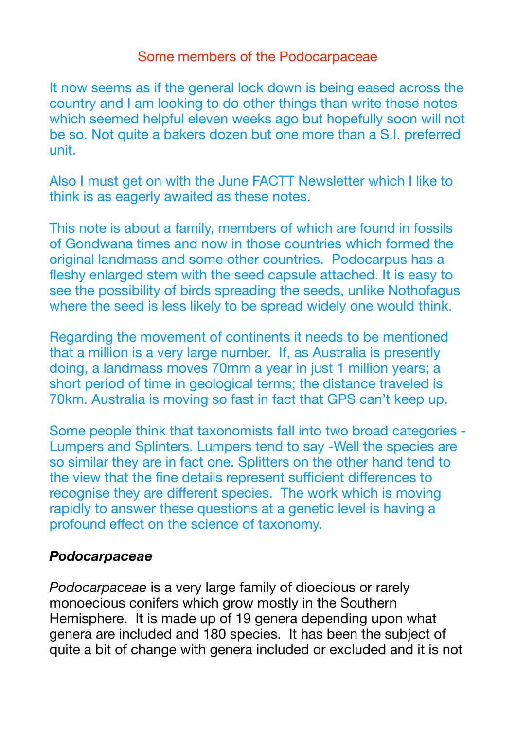# Some members of the Podocarpaceae

It now seems as if the general lock down is being eased across the country and I am looking to do other things than write these notes which seemed helpful eleven weeks ago but hopefully soon will not be so. Not quite a bakers dozen but one more than a S.I. preferred unit.

Also I must get on with the June FACTT Newsletter which I like to think is as eagerly awaited as these notes.

This note is about a family, members of which are found in fossils of Gondwana times and now in those countries which formed the original landmass and some other countries. Podocarpus has a fleshy enlarged stem with the seed capsule attached. It is easy to see the possibility of birds spreading the seeds, unlike Nothofagus where the seed is less likely to be spread widely one would think.

Regarding the movement of continents it needs to be mentioned that a million is a very large number. If, as Australia is presently doing, a landmass moves 70mm a year in just 1 million years; a short period of time in geological terms; the distance traveled is 70km. Australia is moving so fast in fact that GPS can't keep up.

Some people think that taxonomists fall into two broad categories - Lumpers and Splinters. Lumpers tend to say -Well the species are so similar they are in fact one. Splitters on the other hand tend to the view that the fine details represent sufficient differences to recognise they are different species. The work which is moving rapidly to answer these questions at a genetic level is having a profound effect on the science of taxonomy.

## *Podocarpaceae*

*Podocarpaceae* is a very large family of dioecious or rarely monoecious conifers which grow mostly in the Southern Hemisphere. It is made up of 19 genera depending upon what genera are included and 180 species. It has been the subject of quite a bit of change with genera included or excluded and it is not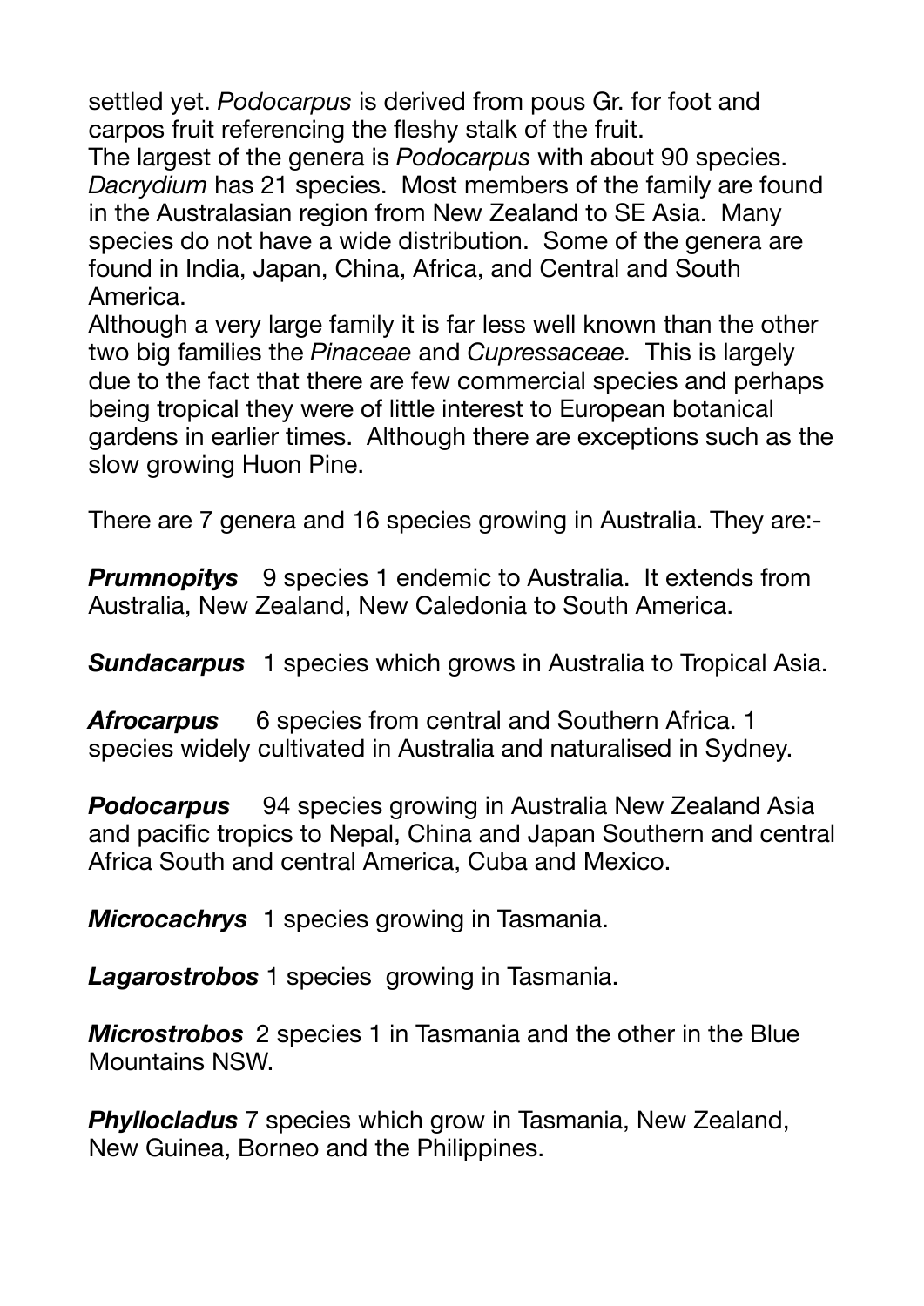settled yet. *Podocarpus* is derived from pous Gr. for foot and carpos fruit referencing the fleshy stalk of the fruit.

The largest of the genera is *Podocarpus* with about 90 species. *Dacrydium* has 21 species. Most members of the family are found in the Australasian region from New Zealand to SE Asia. Many species do not have a wide distribution. Some of the genera are found in India, Japan, China, Africa, and Central and South America.

Although a very large family it is far less well known than the other two big families the *Pinaceae* and *Cupressaceae.* This is largely due to the fact that there are few commercial species and perhaps being tropical they were of little interest to European botanical gardens in earlier times. Although there are exceptions such as the slow growing Huon Pine.

There are 7 genera and 16 species growing in Australia. They are:-

***Prumnopitys*** 9 species 1 endemic to Australia. It extends from Australia, New Zealand, New Caledonia to South America.

***Sundacarpus*** 1 species which grows in Australia to Tropical Asia.

***Afrocarpus*** 6 species from central and Southern Africa. 1 species widely cultivated in Australia and naturalised in Sydney.

***Podocarpus*** 94 species growing in Australia New Zealand Asia and pacific tropics to Nepal, China and Japan Southern and central Africa South and central America, Cuba and Mexico.

***Microcachrys*** 1 species growing in Tasmania.

***Lagarostrobos*** 1 species growing in Tasmania.

***Microstrobos*** 2 species 1 in Tasmania and the other in the Blue Mountains NSW.

***Phyllocladus*** 7 species which grow in Tasmania, New Zealand, New Guinea, Borneo and the Philippines.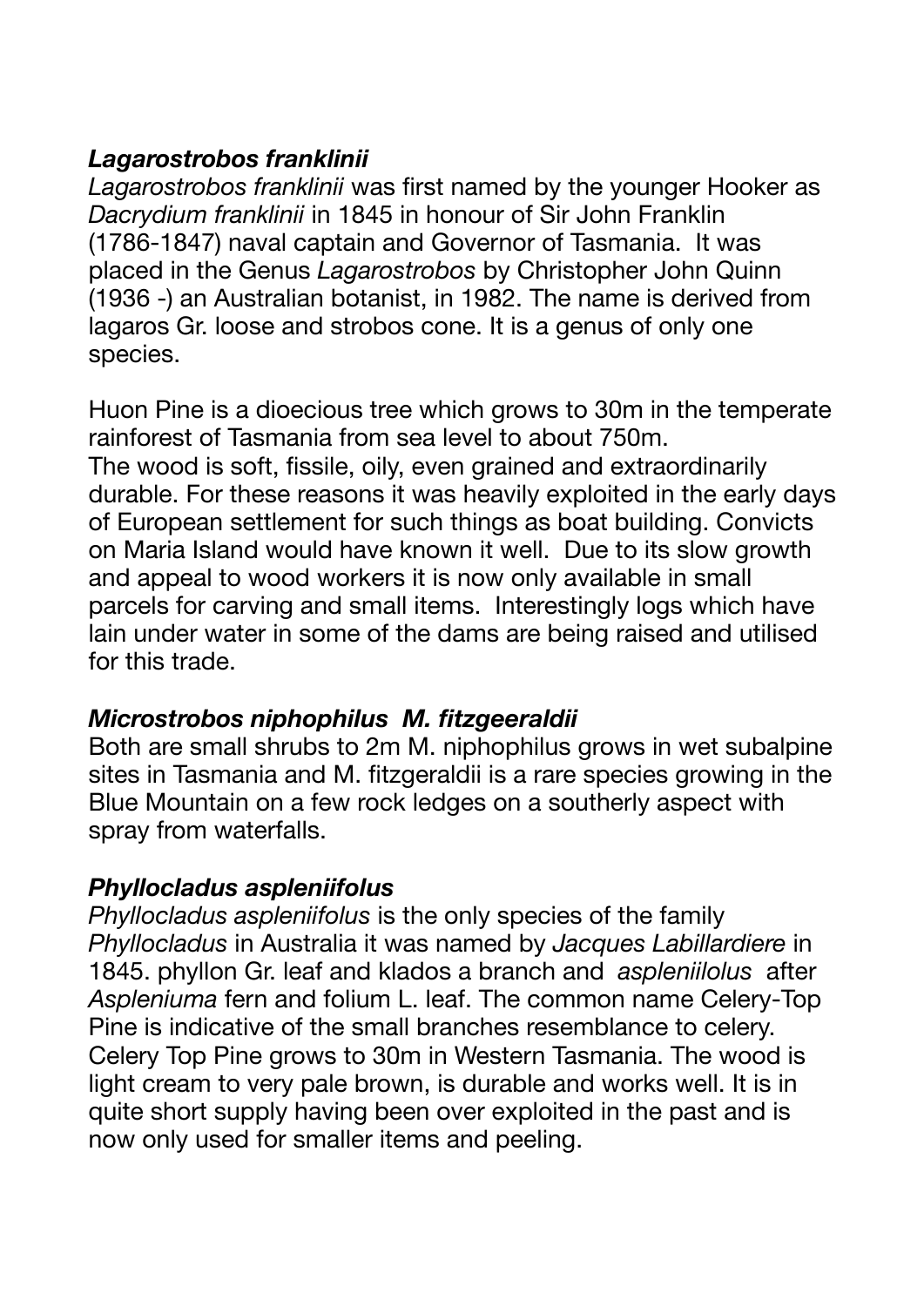### *Lagarostrobos franklinii*

*Lagarostrobos franklinii* was first named by the younger Hooker as *Dacrydium franklinii* in 1845 in honour of Sir John Franklin (1786-1847) naval captain and Governor of Tasmania. It was placed in the Genus *Lagarostrobos* by Christopher John Quinn (1936 -) an Australian botanist, in 1982. The name is derived from lagaros Gr. loose and strobos cone. It is a genus of only one species.

Huon Pine is a dioecious tree which grows to 30m in the temperate rainforest of Tasmania from sea level to about 750m.
The wood is soft, fissile, oily, even grained and extraordinarily durable. For these reasons it was heavily exploited in the early days of European settlement for such things as boat building. Convicts on Maria Island would have known it well. Due to its slow growth and appeal to wood workers it is now only available in small parcels for carving and small items. Interestingly logs which have lain under water in some of the dams are being raised and utilised for this trade.

### *Microstrobos niphophilus M. fitzgeeraldii*

Both are small shrubs to 2m M. niphophilus grows in wet subalpine sites in Tasmania and M. fitzgeraldii is a rare species growing in the Blue Mountain on a few rock ledges on a southerly aspect with spray from waterfalls.

### *Phyllocladus aspleniifolus*

*Phyllocladus aspleniifolus* is the only species of the family *Phyllocladus* in Australia it was named by *Jacques Labillardiere* in 1845. phyllon Gr. leaf and klados a branch and *aspleniilolus* after *Aspleniuma* fern and folium L. leaf. The common name Celery-Top Pine is indicative of the small branches resemblance to celery. Celery Top Pine grows to 30m in Western Tasmania. The wood is light cream to very pale brown, is durable and works well. It is in quite short supply having been over exploited in the past and is now only used for smaller items and peeling.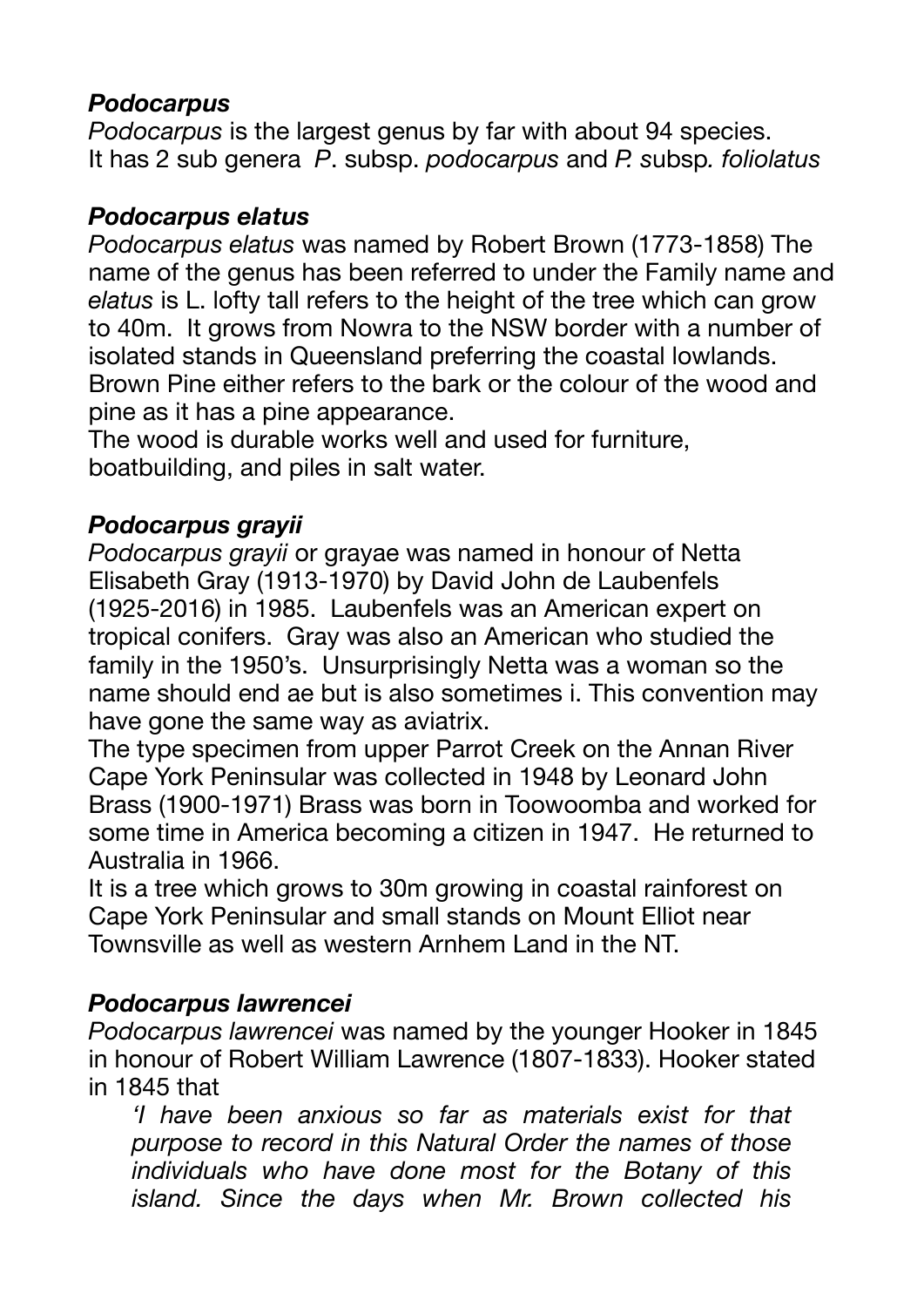### *Podocarpus*

*Podocarpus* is the largest genus by far with about 94 species. It has 2 sub genera *P*. subsp. *podocarpus* and *P.* subsp*. foliolatus*

### *Podocarpus elatus*

*Podocarpus elatus* was named by Robert Brown (1773-1858) The name of the genus has been referred to under the Family name and *elatus* is L. lofty tall refers to the height of the tree which can grow to 40m. It grows from Nowra to the NSW border with a number of isolated stands in Queensland preferring the coastal lowlands. Brown Pine either refers to the bark or the colour of the wood and pine as it has a pine appearance.
The wood is durable works well and used for furniture, boatbuilding, and piles in salt water.

### *Podocarpus grayii*

*Podocarpus grayii* or grayae was named in honour of Netta Elisabeth Gray (1913-1970) by David John de Laubenfels (1925-2016) in 1985. Laubenfels was an American expert on tropical conifers. Gray was also an American who studied the family in the 1950's. Unsurprisingly Netta was a woman so the name should end ae but is also sometimes i. This convention may have gone the same way as aviatrix.
The type specimen from upper Parrot Creek on the Annan River Cape York Peninsular was collected in 1948 by Leonard John Brass (1900-1971) Brass was born in Toowoomba and worked for some time in America becoming a citizen in 1947. He returned to Australia in 1966.
It is a tree which grows to 30m growing in coastal rainforest on Cape York Peninsular and small stands on Mount Elliot near Townsville as well as western Arnhem Land in the NT.

### *Podocarpus lawrencei*

*Podocarpus lawrencei* was named by the younger Hooker in 1845 in honour of Robert William Lawrence (1807-1833). Hooker stated in 1845 that

> *'I have been anxious so far as materials exist for that purpose to record in this Natural Order the names of those individuals who have done most for the Botany of this island. Since the days when Mr. Brown collected his*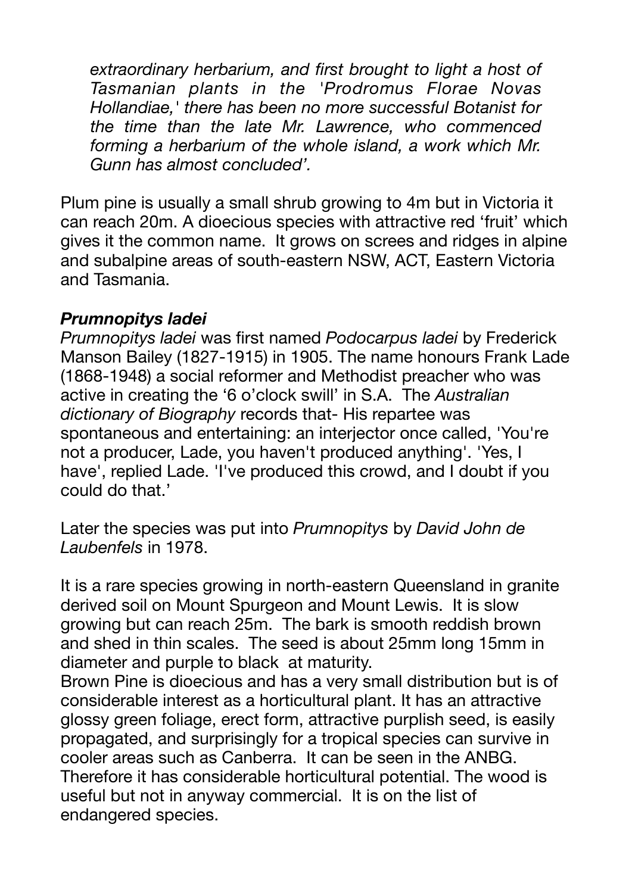*extraordinary herbarium, and first brought to light a host of Tasmanian plants in the 'Prodromus Florae Novas Hollandiae,' there has been no more successful Botanist for the time than the late Mr. Lawrence, who commenced forming a herbarium of the whole island, a work which Mr. Gunn has almost concluded'.*

Plum pine is usually a small shrub growing to 4m but in Victoria it can reach 20m. A dioecious species with attractive red 'fruit' which gives it the common name. It grows on screes and ridges in alpine and subalpine areas of south-eastern NSW, ACT, Eastern Victoria and Tasmania.

### *Prumnopitys ladei*

*Prumnopitys ladei* was first named *Podocarpus ladei* by Frederick Manson Bailey (1827-1915) in 1905. The name honours Frank Lade (1868-1948) a social reformer and Methodist preacher who was active in creating the '6 o'clock swill' in S.A. The *Australian dictionary of Biography* records that- His repartee was spontaneous and entertaining: an interjector once called, 'You're not a producer, Lade, you haven't produced anything'. 'Yes, I have', replied Lade. 'I've produced this crowd, and I doubt if you could do that.'

Later the species was put into *Prumnopitys* by *David John de Laubenfels* in 1978.

It is a rare species growing in north-eastern Queensland in granite derived soil on Mount Spurgeon and Mount Lewis. It is slow growing but can reach 25m. The bark is smooth reddish brown and shed in thin scales. The seed is about 25mm long 15mm in diameter and purple to black at maturity.
Brown Pine is dioecious and has a very small distribution but is of considerable interest as a horticultural plant. It has an attractive glossy green foliage, erect form, attractive purplish seed, is easily propagated, and surprisingly for a tropical species can survive in cooler areas such as Canberra. It can be seen in the ANBG. Therefore it has considerable horticultural potential. The wood is useful but not in anyway commercial. It is on the list of endangered species.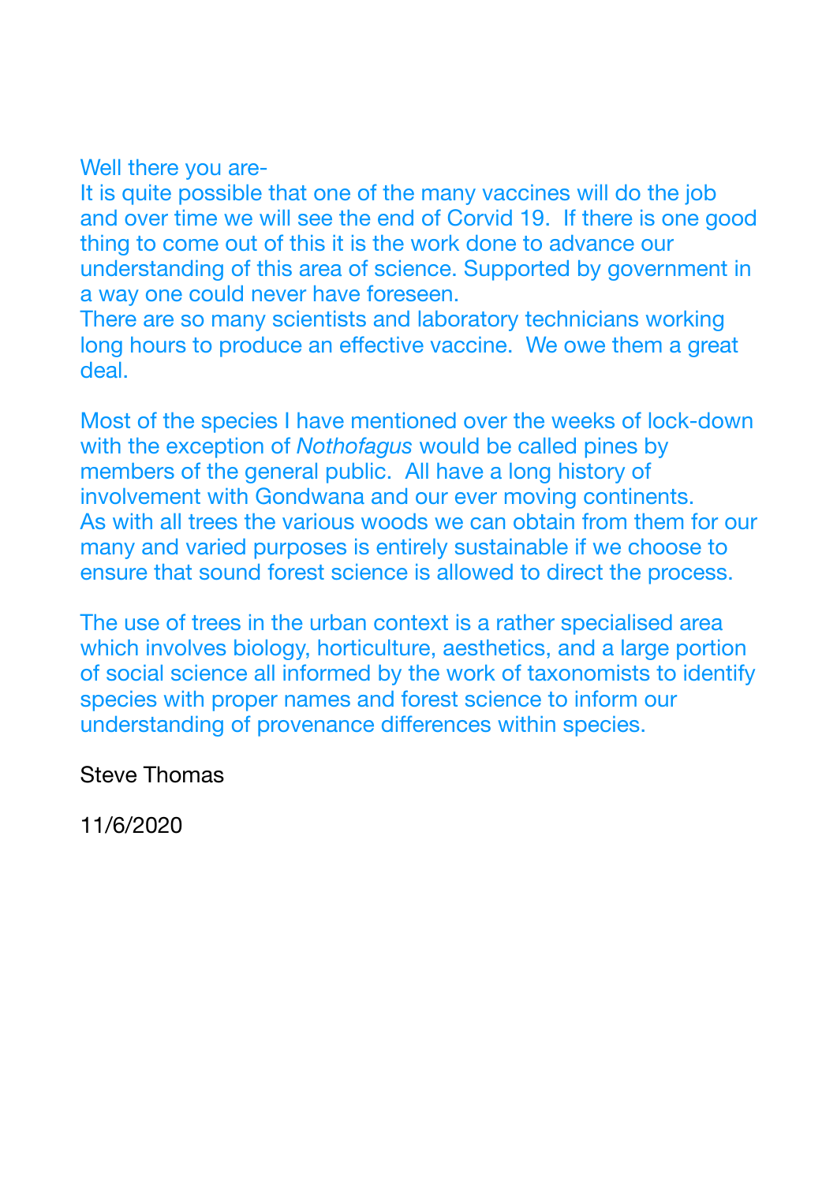Well there you are-
It is quite possible that one of the many vaccines will do the job and over time we will see the end of Corvid 19. If there is one good thing to come out of this it is the work done to advance our understanding of this area of science. Supported by government in a way one could never have foreseen.
There are so many scientists and laboratory technicians working long hours to produce an effective vaccine. We owe them a great deal.

Most of the species I have mentioned over the weeks of lock-down with the exception of *Nothofagus* would be called pines by members of the general public. All have a long history of involvement with Gondwana and our ever moving continents.
As with all trees the various woods we can obtain from them for our many and varied purposes is entirely sustainable if we choose to ensure that sound forest science is allowed to direct the process.

The use of trees in the urban context is a rather specialised area which involves biology, horticulture, aesthetics, and a large portion of social science all informed by the work of taxonomists to identify species with proper names and forest science to inform our understanding of provenance differences within species.

Steve Thomas

11/6/2020